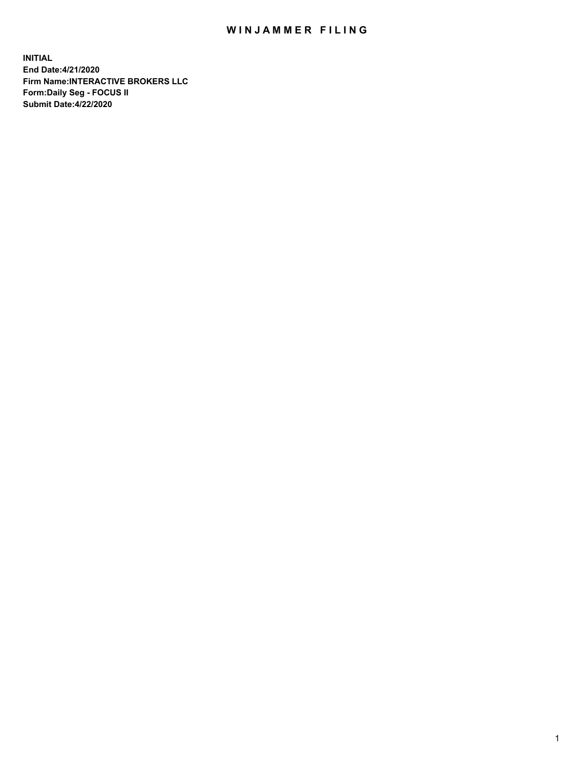# WINJAMMER FILING

**INITIAL**
**End Date:4/21/2020**
**Firm Name:INTERACTIVE BROKERS LLC**
**Form:Daily Seg - FOCUS II**
**Submit Date:4/22/2020**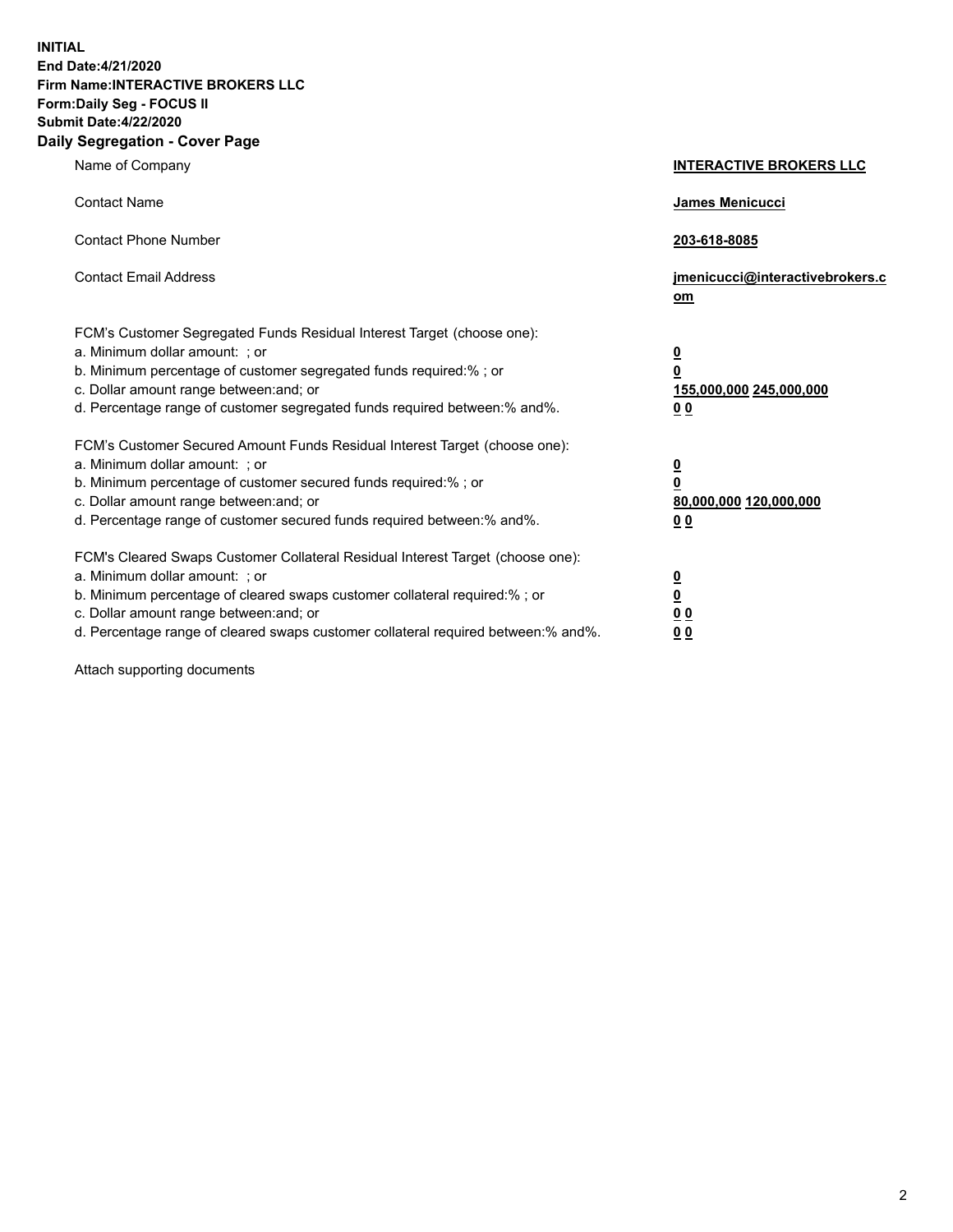**INITIAL**
**End Date:4/21/2020**
**Firm Name:INTERACTIVE BROKERS LLC**
**Form:Daily Seg - FOCUS II**
**Submit Date:4/22/2020**

## Daily Segregation - Cover Page

| | |
|---|---|
| Name of Company | **INTERACTIVE BROKERS LLC** |
| Contact Name | **James Menicucci** |
| Contact Phone Number | **203-618-8085** |
| Contact Email Address | **jmenicucci@interactivebrokers.com** |

FCM's Customer Segregated Funds Residual Interest Target (choose one):

| | |
|---|---|
| a. Minimum dollar amount: ; or | **0** |
| b. Minimum percentage of customer segregated funds required:% ; or | **0** |
| c. Dollar amount range between:and; or | **155,000,000 245,000,000** |
| d. Percentage range of customer segregated funds required between:% and%. | **0 0** |

FCM's Customer Secured Amount Funds Residual Interest Target (choose one):

| | |
|---|---|
| a. Minimum dollar amount: ; or | **0** |
| b. Minimum percentage of customer secured funds required:% ; or | **0** |
| c. Dollar amount range between:and; or | **80,000,000 120,000,000** |
| d. Percentage range of customer secured funds required between:% and%. | **0 0** |

FCM's Cleared Swaps Customer Collateral Residual Interest Target (choose one):

| | |
|---|---|
| a. Minimum dollar amount: ; or | **0** |
| b. Minimum percentage of cleared swaps customer collateral required:% ; or | **0** |
| c. Dollar amount range between:and; or | **0 0** |
| d. Percentage range of cleared swaps customer collateral required between:% and%. | **0 0** |

Attach supporting documents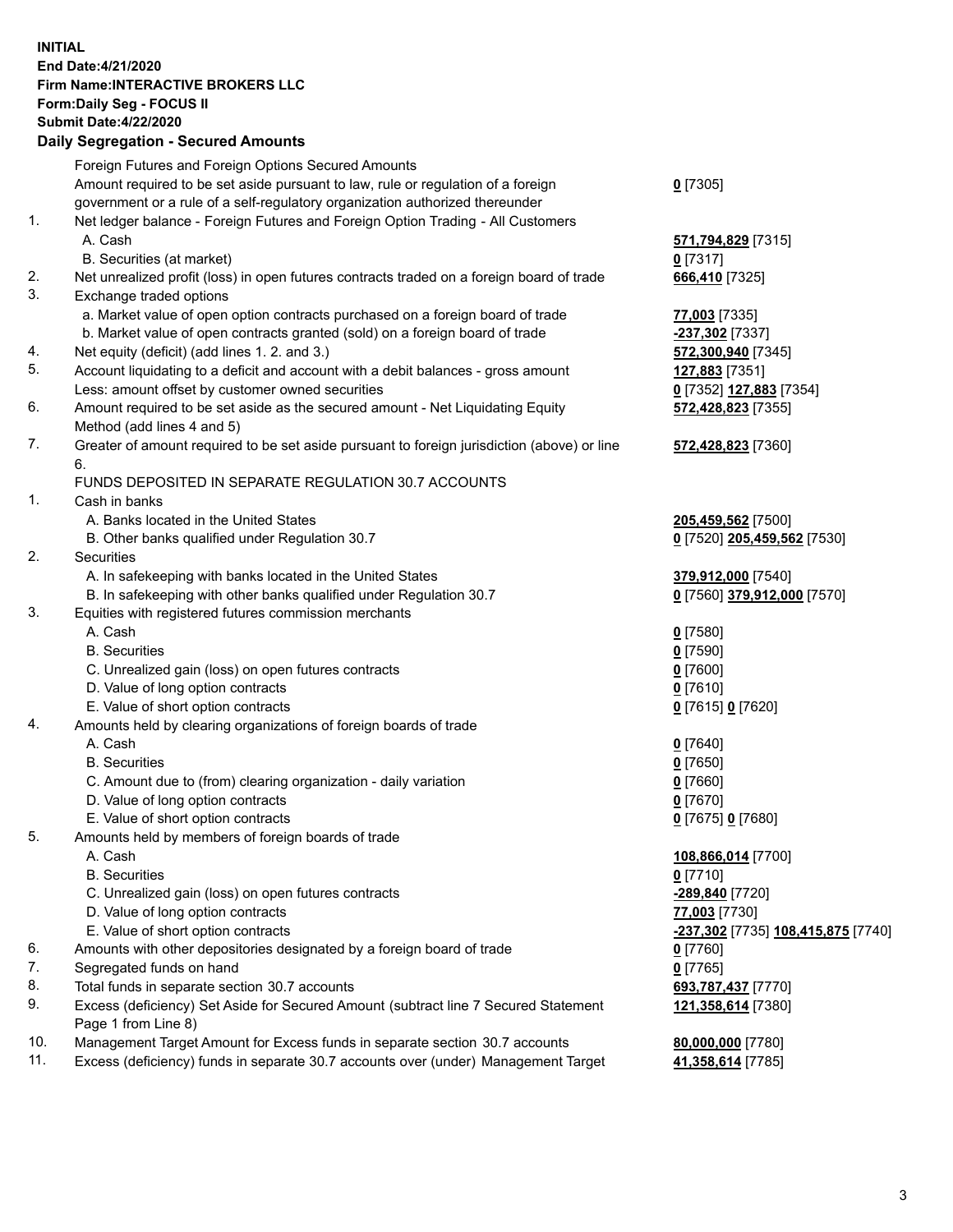**INITIAL**
**End Date:4/21/2020**
**Firm Name:INTERACTIVE BROKERS LLC**
**Form:Daily Seg - FOCUS II**
**Submit Date:4/22/2020**

## Daily Segregation - Secured Amounts

| | | |
|---|---|---|
| | Foreign Futures and Foreign Options Secured Amounts | |
| | Amount required to be set aside pursuant to law, rule or regulation of a foreign government or a rule of a self-regulatory organization authorized thereunder | **0** [7305] |
| 1. | Net ledger balance - Foreign Futures and Foreign Option Trading - All Customers | |
| | A. Cash | **571,794,829** [7315] |
| | B. Securities (at market) | **0** [7317] |
| 2. | Net unrealized profit (loss) in open futures contracts traded on a foreign board of trade | **666,410** [7325] |
| 3. | Exchange traded options | |
| | a. Market value of open option contracts purchased on a foreign board of trade | **77,003** [7335] |
| | b. Market value of open contracts granted (sold) on a foreign board of trade | **-237,302** [7337] |
| 4. | Net equity (deficit) (add lines 1. 2. and 3.) | **572,300,940** [7345] |
| 5. | Account liquidating to a deficit and account with a debit balances - gross amount | **127,883** [7351] |
| | Less: amount offset by customer owned securities | **0** [7352] **127,883** [7354] |
| 6. | Amount required to be set aside as the secured amount - Net Liquidating Equity Method (add lines 4 and 5) | **572,428,823** [7355] |
| 7. | Greater of amount required to be set aside pursuant to foreign jurisdiction (above) or line 6. | **572,428,823** [7360] |
| | FUNDS DEPOSITED IN SEPARATE REGULATION 30.7 ACCOUNTS | |
| 1. | Cash in banks | |
| | A. Banks located in the United States | **205,459,562** [7500] |
| | B. Other banks qualified under Regulation 30.7 | **0** [7520] **205,459,562** [7530] |
| 2. | Securities | |
| | A. In safekeeping with banks located in the United States | **379,912,000** [7540] |
| | B. In safekeeping with other banks qualified under Regulation 30.7 | **0** [7560] **379,912,000** [7570] |
| 3. | Equities with registered futures commission merchants | |
| | A. Cash | **0** [7580] |
| | B. Securities | **0** [7590] |
| | C. Unrealized gain (loss) on open futures contracts | **0** [7600] |
| | D. Value of long option contracts | **0** [7610] |
| | E. Value of short option contracts | **0** [7615] **0** [7620] |
| 4. | Amounts held by clearing organizations of foreign boards of trade | |
| | A. Cash | **0** [7640] |
| | B. Securities | **0** [7650] |
| | C. Amount due to (from) clearing organization - daily variation | **0** [7660] |
| | D. Value of long option contracts | **0** [7670] |
| | E. Value of short option contracts | **0** [7675] **0** [7680] |
| 5. | Amounts held by members of foreign boards of trade | |
| | A. Cash | **108,866,014** [7700] |
| | B. Securities | **0** [7710] |
| | C. Unrealized gain (loss) on open futures contracts | **-289,840** [7720] |
| | D. Value of long option contracts | **77,003** [7730] |
| | E. Value of short option contracts | **-237,302** [7735] **108,415,875** [7740] |
| 6. | Amounts with other depositories designated by a foreign board of trade | **0** [7760] |
| 7. | Segregated funds on hand | **0** [7765] |
| 8. | Total funds in separate section 30.7 accounts | **693,787,437** [7770] |
| 9. | Excess (deficiency) Set Aside for Secured Amount (subtract line 7 Secured Statement Page 1 from Line 8) | **121,358,614** [7380] |
| 10. | Management Target Amount for Excess funds in separate section 30.7 accounts | **80,000,000** [7780] |
| 11. | Excess (deficiency) funds in separate 30.7 accounts over (under) Management Target | **41,358,614** [7785] |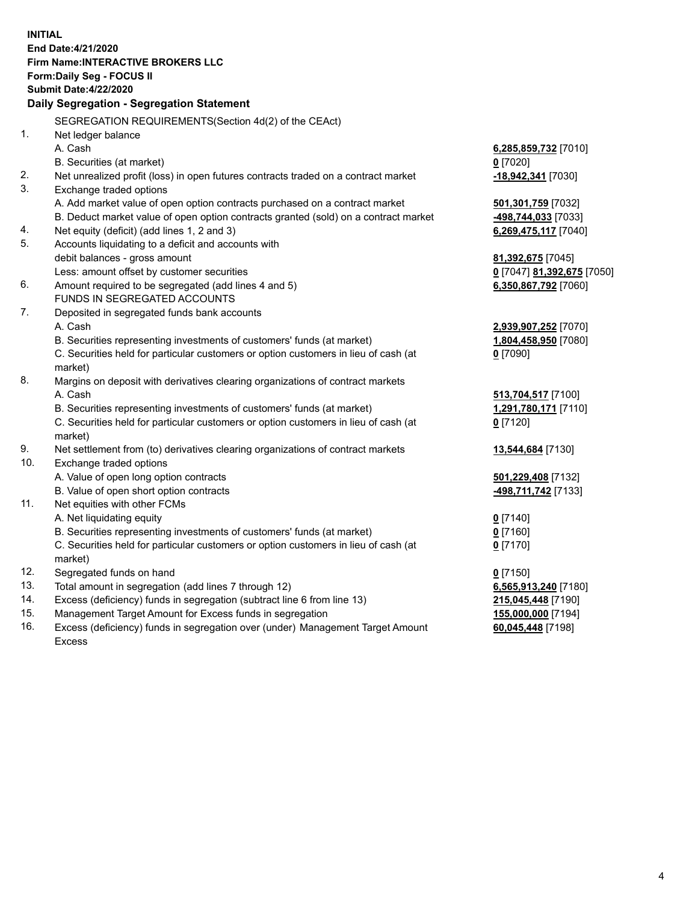**INITIAL**
**End Date:4/21/2020**
**Firm Name:INTERACTIVE BROKERS LLC**
**Form:Daily Seg - FOCUS II**
**Submit Date:4/22/2020**

**Daily Segregation - Segregation Statement**

SEGREGATION REQUIREMENTS(Section 4d(2) of the CEAct)

| | | |
|---|---|---|
| 1. | Net ledger balance | |
| | A. Cash | **6,285,859,732** [7010] |
| | B. Securities (at market) | **0** [7020] |
| 2. | Net unrealized profit (loss) in open futures contracts traded on a contract market | **-18,942,341** [7030] |
| 3. | Exchange traded options | |
| | A. Add market value of open option contracts purchased on a contract market | **501,301,759** [7032] |
| | B. Deduct market value of open option contracts granted (sold) on a contract market | **-498,744,033** [7033] |
| 4. | Net equity (deficit) (add lines 1, 2 and 3) | **6,269,475,117** [7040] |
| 5. | Accounts liquidating to a deficit and accounts with | |
| | debit balances - gross amount | **81,392,675** [7045] |
| | Less: amount offset by customer securities | **0** [7047] **81,392,675** [7050] |
| 6. | Amount required to be segregated (add lines 4 and 5) | **6,350,867,792** [7060] |
| | FUNDS IN SEGREGATED ACCOUNTS | |
| 7. | Deposited in segregated funds bank accounts | |
| | A. Cash | **2,939,907,252** [7070] |
| | B. Securities representing investments of customers' funds (at market) | **1,804,458,950** [7080] |
| | C. Securities held for particular customers or option customers in lieu of cash (at market) | **0** [7090] |
| 8. | Margins on deposit with derivatives clearing organizations of contract markets | |
| | A. Cash | **513,704,517** [7100] |
| | B. Securities representing investments of customers' funds (at market) | **1,291,780,171** [7110] |
| | C. Securities held for particular customers or option customers in lieu of cash (at market) | **0** [7120] |
| 9. | Net settlement from (to) derivatives clearing organizations of contract markets | **13,544,684** [7130] |
| 10. | Exchange traded options | |
| | A. Value of open long option contracts | **501,229,408** [7132] |
| | B. Value of open short option contracts | **-498,711,742** [7133] |
| 11. | Net equities with other FCMs | |
| | A. Net liquidating equity | **0** [7140] |
| | B. Securities representing investments of customers' funds (at market) | **0** [7160] |
| | C. Securities held for particular customers or option customers in lieu of cash (at market) | **0** [7170] |
| 12. | Segregated funds on hand | **0** [7150] |
| 13. | Total amount in segregation (add lines 7 through 12) | **6,565,913,240** [7180] |
| 14. | Excess (deficiency) funds in segregation (subtract line 6 from line 13) | **215,045,448** [7190] |
| 15. | Management Target Amount for Excess funds in segregation | **155,000,000** [7194] |
| 16. | Excess (deficiency) funds in segregation over (under) Management Target Amount Excess | **60,045,448** [7198] |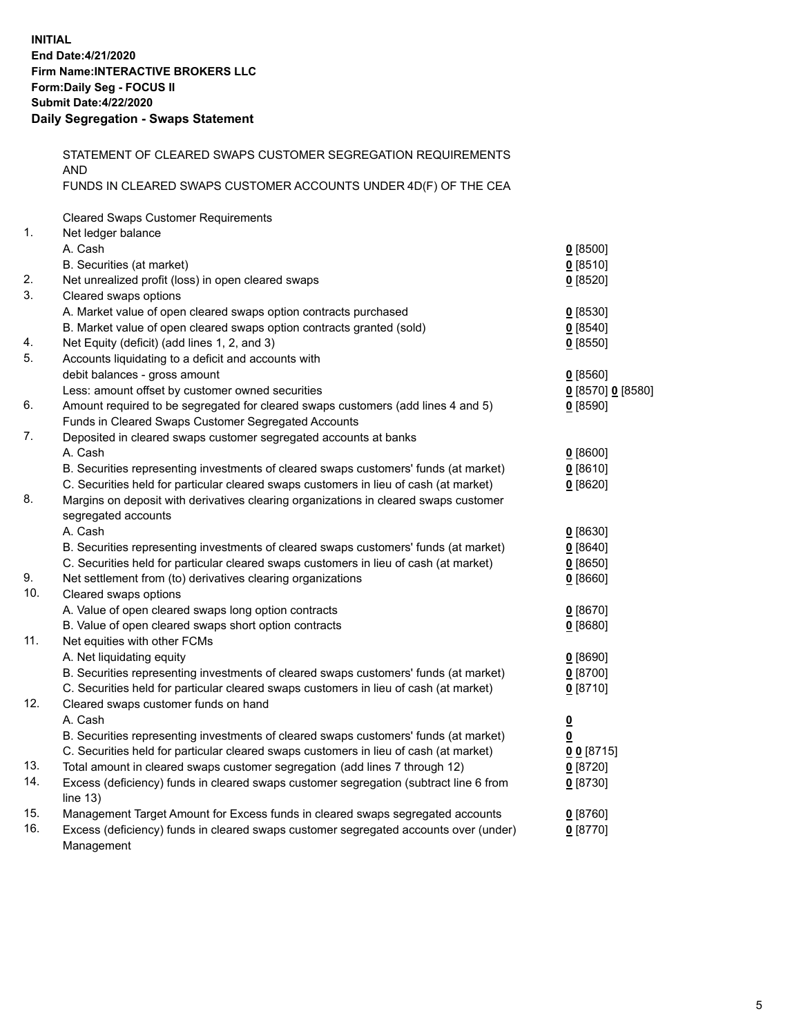**INITIAL**
**End Date:4/21/2020**
**Firm Name:INTERACTIVE BROKERS LLC**
**Form:Daily Seg - FOCUS II**
**Submit Date:4/22/2020**
**Daily Segregation - Swaps Statement**

STATEMENT OF CLEARED SWAPS CUSTOMER SEGREGATION REQUIREMENTS AND FUNDS IN CLEARED SWAPS CUSTOMER ACCOUNTS UNDER 4D(F) OF THE CEA

| | | |
|---|---|---|
| | Cleared Swaps Customer Requirements | |
| 1. | Net ledger balance | |
| | A. Cash | 0 [8500] |
| | B. Securities (at market) | 0 [8510] |
| 2. | Net unrealized profit (loss) in open cleared swaps | 0 [8520] |
| 3. | Cleared swaps options | |
| | A. Market value of open cleared swaps option contracts purchased | 0 [8530] |
| | B. Market value of open cleared swaps option contracts granted (sold) | 0 [8540] |
| 4. | Net Equity (deficit) (add lines 1, 2, and 3) | 0 [8550] |
| 5. | Accounts liquidating to a deficit and accounts with | |
| | debit balances - gross amount | 0 [8560] |
| | Less: amount offset by customer owned securities | 0 [8570] 0 [8580] |
| 6. | Amount required to be segregated for cleared swaps customers (add lines 4 and 5) | 0 [8590] |
| | Funds in Cleared Swaps Customer Segregated Accounts | |
| 7. | Deposited in cleared swaps customer segregated accounts at banks | |
| | A. Cash | 0 [8600] |
| | B. Securities representing investments of cleared swaps customers' funds (at market) | 0 [8610] |
| | C. Securities held for particular cleared swaps customers in lieu of cash (at market) | 0 [8620] |
| 8. | Margins on deposit with derivatives clearing organizations in cleared swaps customer segregated accounts | |
| | A. Cash | 0 [8630] |
| | B. Securities representing investments of cleared swaps customers' funds (at market) | 0 [8640] |
| | C. Securities held for particular cleared swaps customers in lieu of cash (at market) | 0 [8650] |
| 9. | Net settlement from (to) derivatives clearing organizations | 0 [8660] |
| 10. | Cleared swaps options | |
| | A. Value of open cleared swaps long option contracts | 0 [8670] |
| | B. Value of open cleared swaps short option contracts | 0 [8680] |
| 11. | Net equities with other FCMs | |
| | A. Net liquidating equity | 0 [8690] |
| | B. Securities representing investments of cleared swaps customers' funds (at market) | 0 [8700] |
| | C. Securities held for particular cleared swaps customers in lieu of cash (at market) | 0 [8710] |
| 12. | Cleared swaps customer funds on hand | |
| | A. Cash | 0 |
| | B. Securities representing investments of cleared swaps customers' funds (at market) | 0 |
| | C. Securities held for particular cleared swaps customers in lieu of cash (at market) | 0 0 [8715] |
| 13. | Total amount in cleared swaps customer segregation (add lines 7 through 12) | 0 [8720] |
| 14. | Excess (deficiency) funds in cleared swaps customer segregation (subtract line 6 from line 13) | 0 [8730] |
| 15. | Management Target Amount for Excess funds in cleared swaps segregated accounts | 0 [8760] |
| 16. | Excess (deficiency) funds in cleared swaps customer segregated accounts over (under) Management | 0 [8770] |